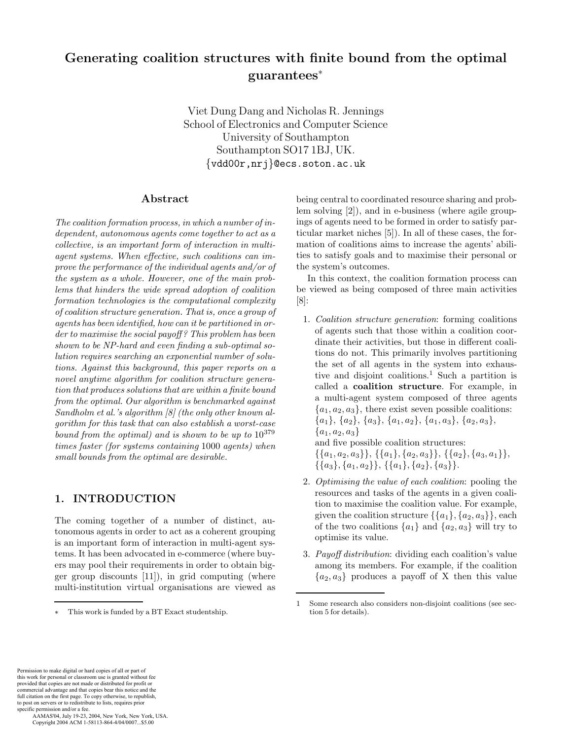# Generating coalition structures with finite bound from the optimal guarantees*

Viet Dung Dang and Nicholas R. Jennings
School of Electronics and Computer Science
University of Southampton
Southampton SO17 1BJ, UK.
{vdd00r,nrj}@ecs.soton.ac.uk

## Abstract

*The coalition formation process, in which a number of independent, autonomous agents come together to act as a collective, is an important form of interaction in multi-agent systems. When effective, such coalitions can improve the performance of the individual agents and/or of the system as a whole. However, one of the main problems that hinders the wide spread adoption of coalition formation technologies is the computational complexity of coalition structure generation. That is, once a group of agents has been identified, how can it be partitioned in order to maximise the social payoff? This problem has been shown to be NP-hard and even finding a sub-optimal solution requires searching an exponential number of solutions. Against this background, this paper reports on a novel anytime algorithm for coalition structure generation that produces solutions that are within a finite bound from the optimal. Our algorithm is benchmarked against Sandholm et al.'s algorithm [8] (the only other known algorithm for this task that can also establish a worst-case bound from the optimal) and is shown to be up to $10^{379}$ times faster (for systems containing 1000 agents) when small bounds from the optimal are desirable.*

## 1. INTRODUCTION

The coming together of a number of distinct, autonomous agents in order to act as a coherent grouping is an important form of interaction in multi-agent systems. It has been advocated in e-commerce (where buyers may pool their requirements in order to obtain bigger group discounts [11]), in grid computing (where multi-institution virtual organisations are viewed as being central to coordinated resource sharing and problem solving [2]), and in e-business (where agile groupings of agents need to be formed in order to satisfy particular market niches [5]). In all of these cases, the formation of coalitions aims to increase the agents' abilities to satisfy goals and to maximise their personal or the system's outcomes.

In this context, the coalition formation process can be viewed as being composed of three main activities [8]:

1. *Coalition structure generation*: forming coalitions of agents such that those within a coalition coordinate their activities, but those in different coalitions do not. This primarily involves partitioning the set of all agents in the system into exhaustive and disjoint coalitions.[1] Such a partition is called a **coalition structure**. For example, in a multi-agent system composed of three agents $\{a_1, a_2, a_3\}$, there exist seven possible coalitions: $\{a_1\}$, $\{a_2\}$, $\{a_3\}$, $\{a_1, a_2\}$, $\{a_1, a_3\}$, $\{a_2, a_3\}$, $\{a_1, a_2, a_3\}$
   and five possible coalition structures:
   $\{\{a_1, a_2, a_3\}\}$, $\{\{a_1\}, \{a_2, a_3\}\}$, $\{\{a_2\}, \{a_3, a_1\}\}$, $\{\{a_3\}, \{a_1, a_2\}\}$, $\{\{a_1\}, \{a_2\}, \{a_3\}\}$.

2. *Optimising the value of each coalition*: pooling the resources and tasks of the agents in a given coalition to maximise the coalition value. For example, given the coalition structure $\{\{a_1\}, \{a_2, a_3\}\}$, each of the two coalitions $\{a_1\}$ and $\{a_2, a_3\}$ will try to optimise its value.

3. *Payoff distribution*: dividing each coalition's value among its members. For example, if the coalition $\{a_2, a_3\}$ produces a payoff of X then this value

---

* This work is funded by a BT Exact studentship.

1 Some research also considers non-disjoint coalitions (see section 5 for details).

Permission to make digital or hard copies of all or part of this work for personal or classroom use is granted without fee provided that copies are not made or distributed for profit or commercial advantage and that copies bear this notice and the full citation on the first page. To copy otherwise, to republish, to post on servers or to redistribute to lists, requires prior specific permission and/or a fee.
AAMAS'04, July 19-23, 2004, New York, New York, USA.
Copyright 2004 ACM 1-58113-864-4/04/0007...$5.00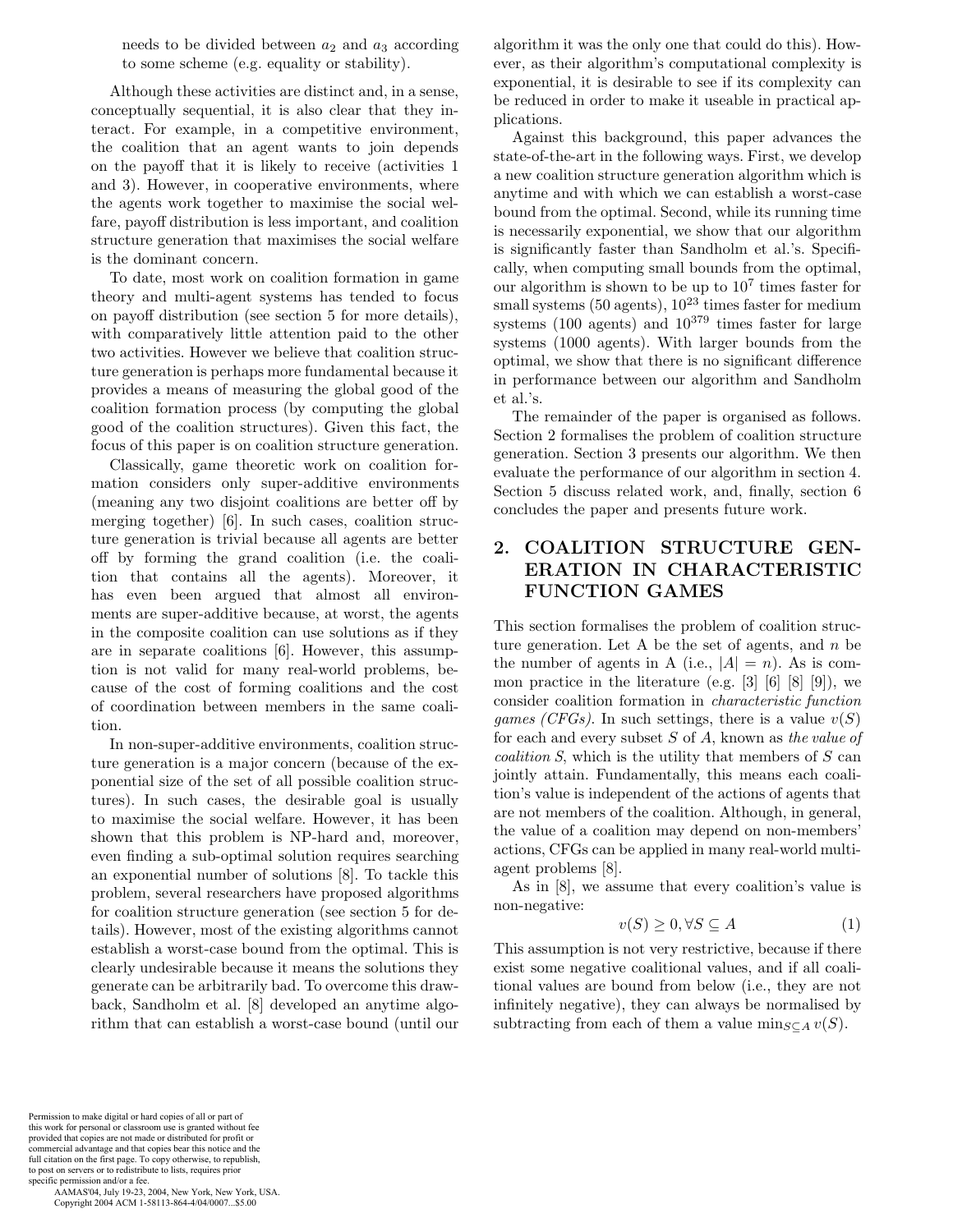needs to be divided between $a_2$ and $a_3$ according to some scheme (e.g. equality or stability).

Although these activities are distinct and, in a sense, conceptually sequential, it is also clear that they interact. For example, in a competitive environment, the coalition that an agent wants to join depends on the payoff that it is likely to receive (activities 1 and 3). However, in cooperative environments, where the agents work together to maximise the social welfare, payoff distribution is less important, and coalition structure generation that maximises the social welfare is the dominant concern.

To date, most work on coalition formation in game theory and multi-agent systems has tended to focus on payoff distribution (see section 5 for more details), with comparatively little attention paid to the other two activities. However we believe that coalition structure generation is perhaps more fundamental because it provides a means of measuring the global good of the coalition formation process (by computing the global good of the coalition structures). Given this fact, the focus of this paper is on coalition structure generation.

Classically, game theoretic work on coalition formation considers only super-additive environments (meaning any two disjoint coalitions are better off by merging together) [6]. In such cases, coalition structure generation is trivial because all agents are better off by forming the grand coalition (i.e. the coalition that contains all the agents). Moreover, it has even been argued that almost all environments are super-additive because, at worst, the agents in the composite coalition can use solutions as if they are in separate coalitions [6]. However, this assumption is not valid for many real-world problems, because of the cost of forming coalitions and the cost of coordination between members in the same coalition.

In non-super-additive environments, coalition structure generation is a major concern (because of the exponential size of the set of all possible coalition structures). In such cases, the desirable goal is usually to maximise the social welfare. However, it has been shown that this problem is NP-hard and, moreover, even finding a sub-optimal solution requires searching an exponential number of solutions [8]. To tackle this problem, several researchers have proposed algorithms for coalition structure generation (see section 5 for details). However, most of the existing algorithms cannot establish a worst-case bound from the optimal. This is clearly undesirable because it means the solutions they generate can be arbitrarily bad. To overcome this drawback, Sandholm et al. [8] developed an anytime algorithm that can establish a worst-case bound (until our algorithm it was the only one that could do this). However, as their algorithm's computational complexity is exponential, it is desirable to see if its complexity can be reduced in order to make it useable in practical applications.

Against this background, this paper advances the state-of-the-art in the following ways. First, we develop a new coalition structure generation algorithm which is anytime and with which we can establish a worst-case bound from the optimal. Second, while its running time is necessarily exponential, we show that our algorithm is significantly faster than Sandholm et al.'s. Specifically, when computing small bounds from the optimal, our algorithm is shown to be up to $10^7$ times faster for small systems (50 agents), $10^{23}$ times faster for medium systems (100 agents) and $10^{379}$ times faster for large systems (1000 agents). With larger bounds from the optimal, we show that there is no significant difference in performance between our algorithm and Sandholm et al.'s.

The remainder of the paper is organised as follows. Section 2 formalises the problem of coalition structure generation. Section 3 presents our algorithm. We then evaluate the performance of our algorithm in section 4. Section 5 discuss related work, and, finally, section 6 concludes the paper and presents future work.

## 2. COALITION STRUCTURE GENERATION IN CHARACTERISTIC FUNCTION GAMES

This section formalises the problem of coalition structure generation. Let A be the set of agents, and $n$ be the number of agents in A (i.e., $|A| = n$). As is common practice in the literature (e.g. [3] [6] [8] [9]), we consider coalition formation in *characteristic function games (CFGs)*. In such settings, there is a value $v(S)$ for each and every subset $S$ of $A$, known as *the value of coalition S*, which is the utility that members of $S$ can jointly attain. Fundamentally, this means each coalition's value is independent of the actions of agents that are not members of the coalition. Although, in general, the value of a coalition may depend on non-members' actions, CFGs can be applied in many real-world multi-agent problems [8].

As in [8], we assume that every coalition's value is non-negative:

$$v(S) \geq 0, \forall S \subseteq A \tag{1}$$

This assumption is not very restrictive, because if there exist some negative coalitional values, and if all coalitional values are bound from below (i.e., they are not infinitely negative), they can always be normalised by subtracting from each of them a value $\min_{S \subseteq A} v(S)$.

Permission to make digital or hard copies of all or part of this work for personal or classroom use is granted without fee provided that copies are not made or distributed for profit or commercial advantage and that copies bear this notice and the full citation on the first page. To copy otherwise, to republish, to post on servers or to redistribute to lists, requires prior specific permission and/or a fee.
AAMAS'04, July 19-23, 2004, New York, New York, USA.
Copyright 2004 ACM 1-58113-864-4/04/0007...$5.00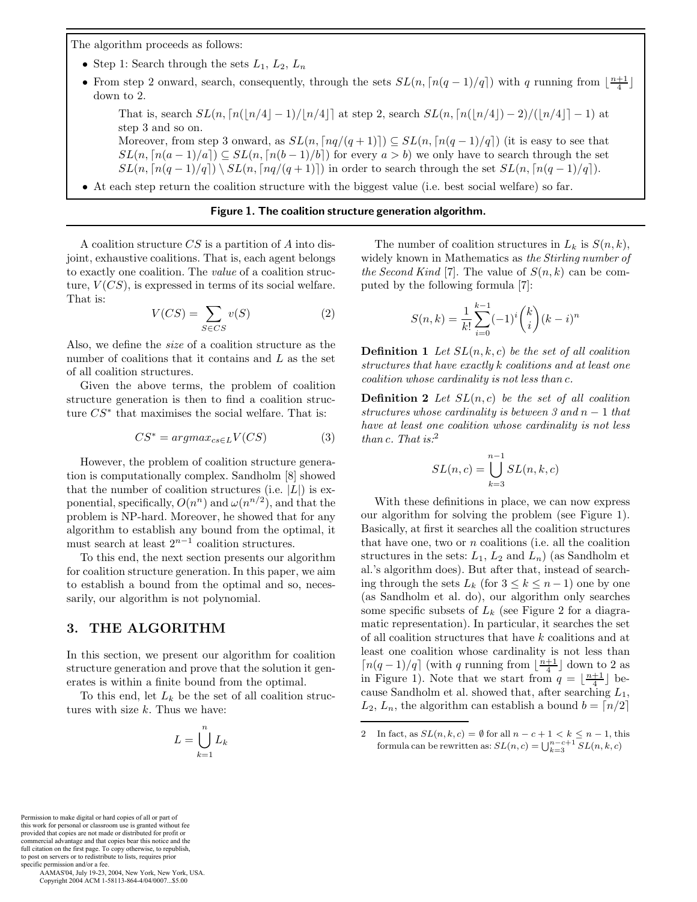The algorithm proceeds as follows:

- Step 1: Search through the sets $L_1$, $L_2$, $L_n$
- From step 2 onward, search, consequently, through the sets $SL(n, \lceil n(q-1)/q \rceil)$ with $q$ running from $\lfloor \frac{n+1}{4} \rfloor$ down to 2.

  That is, search $SL(n, \lceil n(\lfloor n/4 \rfloor - 1)/\lfloor n/4 \rfloor \rceil$ at step 2, search $SL(n, \lceil n(\lfloor n/4 \rfloor) - 2)/(\lfloor n/4 \rceil - 1)$ at step 3 and so on.

  Moreover, from step 3 onward, as $SL(n, \lceil nq/(q+1) \rceil) \subseteq SL(n, \lceil n(q-1)/q \rceil)$ (it is easy to see that $SL(n, \lceil n(a-1)/a \rceil) \subseteq SL(n, \lceil n(b-1)/b \rceil)$ for every $a > b$) we only have to search through the set $SL(n, \lceil n(q-1)/q \rceil) \setminus SL(n, \lceil nq/(q+1) \rceil)$ in order to search through the set $SL(n, \lceil n(q-1)/q \rceil)$.
- At each step return the coalition structure with the biggest value (i.e. best social welfare) so far.

**Figure 1. The coalition structure generation algorithm.**

A coalition structure $CS$ is a partition of $A$ into disjoint, exhaustive coalitions. That is, each agent belongs to exactly one coalition. The *value* of a coalition structure, $V(CS)$, is expressed in terms of its social welfare. That is:

$$V(CS) = \sum_{S \in CS} v(S) \qquad (2)$$

Also, we define the *size* of a coalition structure as the number of coalitions that it contains and $L$ as the set of all coalition structures.

Given the above terms, the problem of coalition structure generation is then to find a coalition structure $CS^*$ that maximises the social welfare. That is:

$$CS^* = argmax_{cs \in L} V(CS) \qquad (3)$$

However, the problem of coalition structure generation is computationally complex. Sandholm [8] showed that the number of coalition structures (i.e. $|L|$) is exponential, specifically, $O(n^n)$ and $\omega(n^{n/2})$, and that the problem is NP-hard. Moreover, he showed that for any algorithm to establish any bound from the optimal, it must search at least $2^{n-1}$ coalition structures.

To this end, the next section presents our algorithm for coalition structure generation. In this paper, we aim to establish a bound from the optimal and so, necessarily, our algorithm is not polynomial.

## 3. THE ALGORITHM

In this section, we present our algorithm for coalition structure generation and prove that the solution it generates is within a finite bound from the optimal.

To this end, let $L_k$ be the set of all coalition structures with size $k$. Thus we have:

$$L = \bigcup_{k=1}^{n} L_k$$

The number of coalition structures in $L_k$ is $S(n, k)$, widely known in Mathematics as *the Stirling number of the Second Kind* [7]. The value of $S(n, k)$ can be computed by the following formula [7]:

$$S(n, k) = \frac{1}{k!} \sum_{i=0}^{k-1} (-1)^i \binom{k}{i} (k-i)^n$$

**Definition 1** *Let $SL(n, k, c)$ be the set of all coalition structures that have exactly $k$ coalitions and at least one coalition whose cardinality is not less than $c$.*

**Definition 2** *Let $SL(n, c)$ be the set of all coalition structures whose cardinality is between 3 and $n-1$ that have at least one coalition whose cardinality is not less than $c$. That is:*[2]

$$SL(n, c) = \bigcup_{k=3}^{n-1} SL(n, k, c)$$

With these definitions in place, we can now express our algorithm for solving the problem (see Figure 1). Basically, at first it searches all the coalition structures that have one, two or $n$ coalitions (i.e. all the coalition structures in the sets: $L_1$, $L_2$ and $L_n$) (as Sandholm et al.'s algorithm does). But after that, instead of searching through the sets $L_k$ (for $3 \le k \le n-1$) one by one (as Sandholm et al. do), our algorithm only searches some specific subsets of $L_k$ (see Figure 2 for a diagrammatic representation). In particular, it searches the set of all coalition structures that have $k$ coalitions and at least one coalition whose cardinality is not less than $\lceil n(q-1)/q \rceil$ (with $q$ running from $\lfloor \frac{n+1}{4} \rfloor$ down to 2 as in Figure 1). Note that we start from $q = \lfloor \frac{n+1}{4} \rfloor$ because Sandholm et al. showed that, after searching $L_1$, $L_2$, $L_n$, the algorithm can establish a bound $b = \lceil n/2 \rceil$

---

[2] In fact, as $SL(n, k, c) = \emptyset$ for all $n - c + 1 < k \le n - 1$, this formula can be rewritten as: $SL(n, c) = \bigcup_{k=3}^{n-c+1} SL(n, k, c)$

Permission to make digital or hard copies of all or part of this work for personal or classroom use is granted without fee provided that copies are not made or distributed for profit or commercial advantage and that copies bear this notice and the full citation on the first page. To copy otherwise, to republish, to post on servers or to redistribute to lists, requires prior specific permission and/or a fee.
AAMAS'04, July 19-23, 2004, New York, New York, USA.
Copyright 2004 ACM 1-58113-864-4/04/0007...$5.00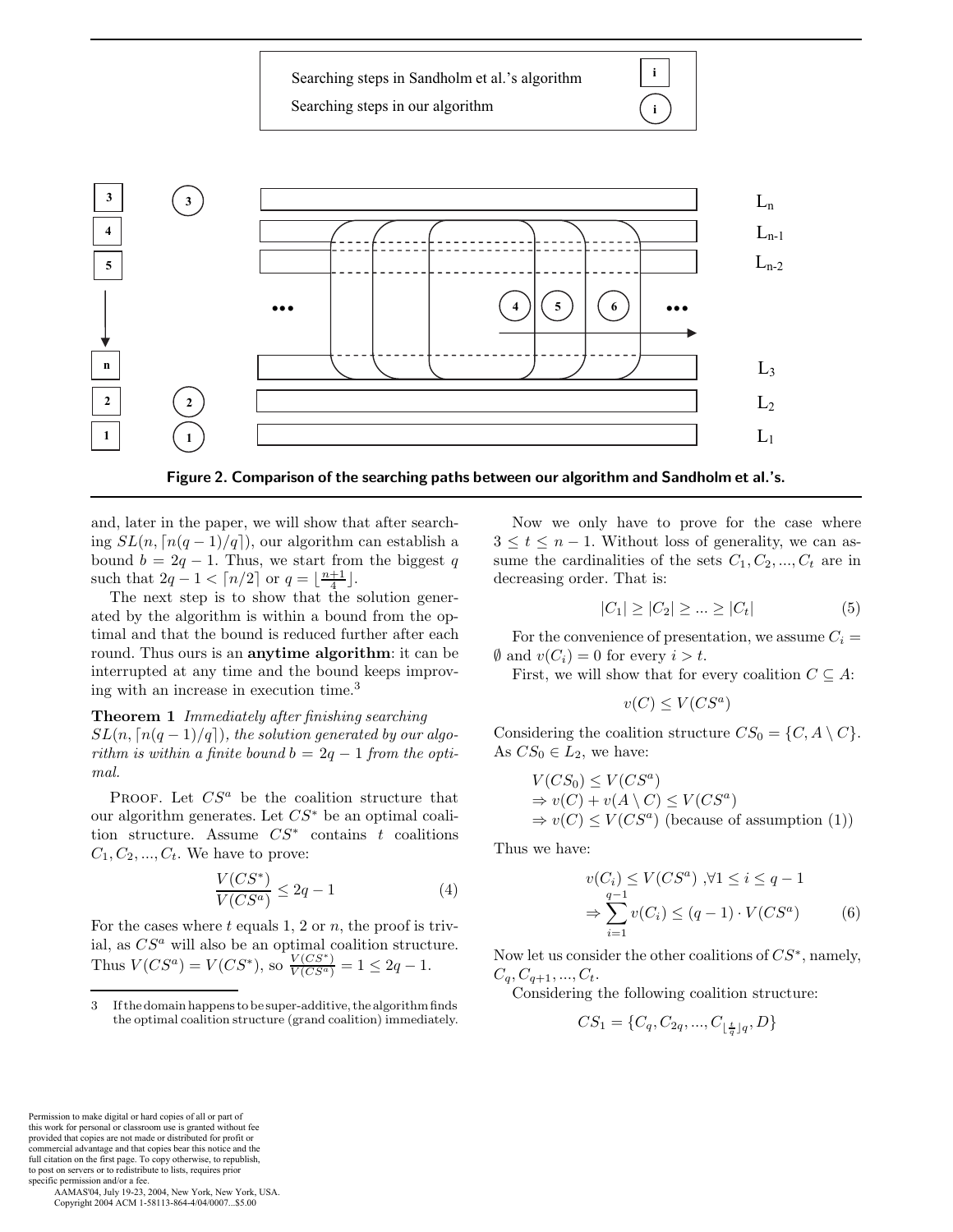Figure 2. Comparison of the searching paths between our algorithm and Sandholm et al.'s.

and, later in the paper, we will show that after searching $SL(n, \lceil n(q-1)/q \rceil)$, our algorithm can establish a bound $b = 2q - 1$. Thus, we start from the biggest $q$ such that $2q - 1 < \lceil n/2 \rceil$ or $q = \lfloor \frac{n+1}{4} \rfloor$.

The next step is to show that the solution generated by the algorithm is within a bound from the optimal and that the bound is reduced further after each round. Thus ours is an **anytime algorithm**: it can be interrupted at any time and the bound keeps improving with an increase in execution time.[3]

**Theorem 1** *Immediately after finishing searching $SL(n, \lceil n(q-1)/q \rceil)$, the solution generated by our algorithm is within a finite bound $b = 2q - 1$ from the optimal.*

Proof. Let $CS^a$ be the coalition structure that our algorithm generates. Let $CS^*$ be an optimal coalition structure. Assume $CS^*$ contains $t$ coalitions $C_1, C_2, ..., C_t$. We have to prove:

$$\frac{V(CS^*)}{V(CS^a)} \leq 2q - 1 \tag{4}$$

For the cases where $t$ equals 1, 2 or $n$, the proof is trivial, as $CS^a$ will also be an optimal coalition structure. Thus $V(CS^a) = V(CS^*)$, so $\frac{V(CS^*)}{V(CS^a)} = 1 \leq 2q - 1$.

Now we only have to prove for the case where $3 \leq t \leq n - 1$. Without loss of generality, we can assume the cardinalities of the sets $C_1, C_2, ..., C_t$ are in decreasing order. That is:

$$|C_1| \geq |C_2| \geq ... \geq |C_t| \tag{5}$$

For the convenience of presentation, we assume $C_i = \emptyset$ and $v(C_i) = 0$ for every $i > t$.

First, we will show that for every coalition $C \subseteq A$:

$$v(C) \leq V(CS^a)$$

Considering the coalition structure $CS_0 = \{C, A \setminus C\}$. As $CS_0 \in L_2$, we have:

$$\begin{aligned} & V(CS_0) \leq V(CS^a) \\ \Rightarrow\ & v(C) + v(A \setminus C) \leq V(CS^a) \\ \Rightarrow\ & v(C) \leq V(CS^a) \text{ (because of assumption (1))} \end{aligned}$$

Thus we have:

$$\begin{aligned} & v(C_i) \leq V(CS^a) \ ,\forall 1 \leq i \leq q-1 \\ \Rightarrow & \sum_{i=1}^{q-1} v(C_i) \leq (q-1) \cdot V(CS^a) \end{aligned} \tag{6}$$

Now let us consider the other coalitions of $CS^*$, namely, $C_q, C_{q+1}, ..., C_t$.

Considering the following coalition structure:

$$CS_1 = \{C_q, C_{2q}, ..., C_{\lfloor \frac{t}{q} \rfloor q}, D\}$$

3 If the domain happens to be super-additive, the algorithm finds the optimal coalition structure (grand coalition) immediately.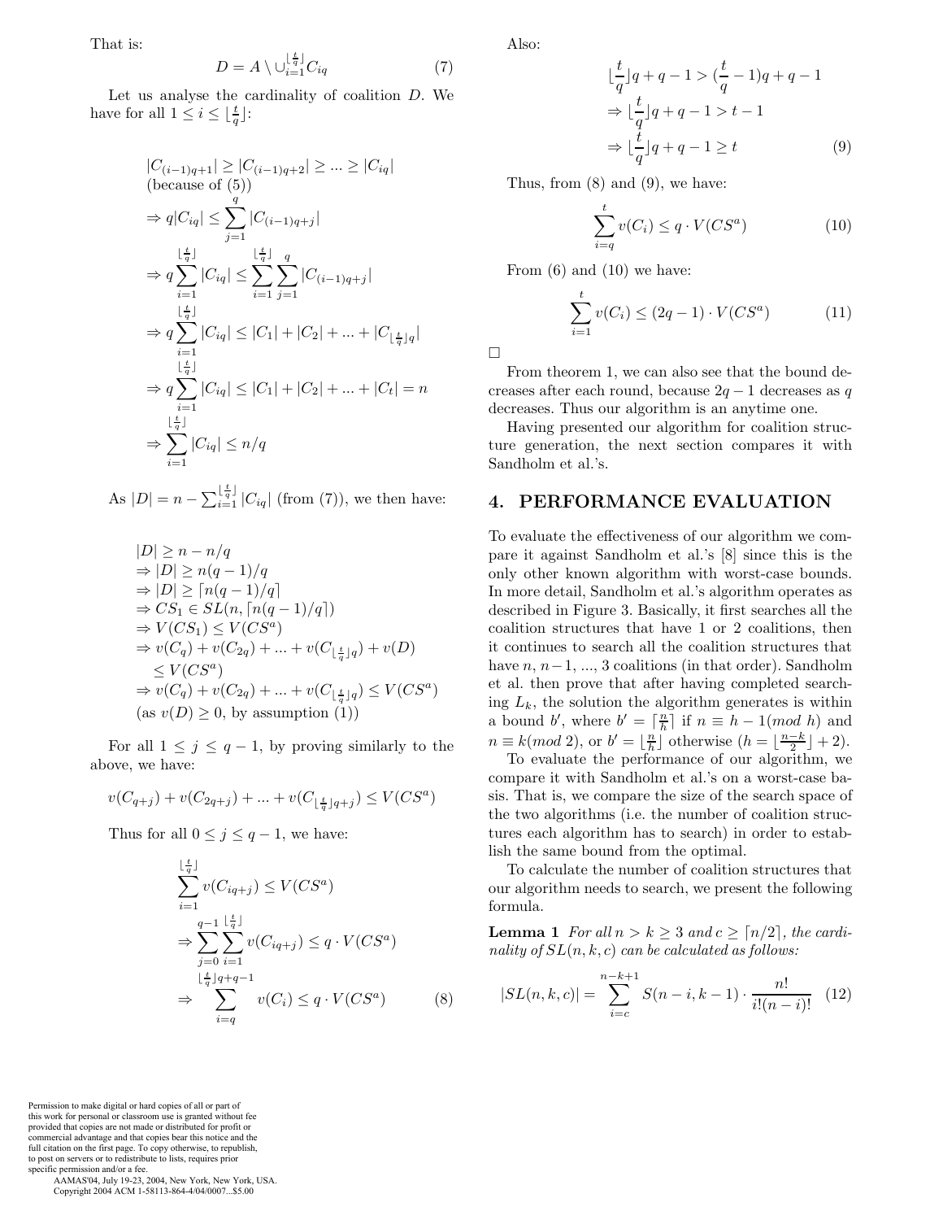That is:

$$D = A \setminus \cup_{i=1}^{\lfloor \frac{t}{q} \rfloor} C_{iq} \tag{7}$$

Let us analyse the cardinality of coalition $D$. We have for all $1 \le i \le \lfloor \frac{t}{q} \rfloor$:

$$\begin{aligned}
&|C_{(i-1)q+1}| \ge |C_{(i-1)q+2}| \ge ... \ge |C_{iq}| \\
&\text{(because of (5))} \\
&\Rightarrow q|C_{iq}| \le \sum_{j=1}^{q} |C_{(i-1)q+j}| \\
&\Rightarrow q \sum_{i=1}^{\lfloor \frac{t}{q} \rfloor} |C_{iq}| \le \sum_{i=1}^{\lfloor \frac{t}{q} \rfloor} \sum_{j=1}^{q} |C_{(i-1)q+j}| \\
&\Rightarrow q \sum_{i=1}^{\lfloor \frac{t}{q} \rfloor} |C_{iq}| \le |C_1| + |C_2| + ... + |C_{\lfloor \frac{t}{q} \rfloor q}| \\
&\Rightarrow q \sum_{i=1}^{\lfloor \frac{t}{q} \rfloor} |C_{iq}| \le |C_1| + |C_2| + ... + |C_t| = n \\
&\Rightarrow \sum_{i=1}^{\lfloor \frac{t}{q} \rfloor} |C_{iq}| \le n/q
\end{aligned}$$

As $|D| = n - \sum_{i=1}^{\lfloor \frac{t}{q} \rfloor} |C_{iq}|$ (from (7)), we then have:

$$\begin{aligned}
&|D| \ge n - n/q \\
&\Rightarrow |D| \ge n(q-1)/q \\
&\Rightarrow |D| \ge \lceil n(q-1)/q \rceil \\
&\Rightarrow CS_1 \in SL(n, \lceil n(q-1)/q \rceil) \\
&\Rightarrow V(CS_1) \le V(CS^a) \\
&\Rightarrow v(C_q) + v(C_{2q}) + ... + v(C_{\lfloor \frac{t}{q} \rfloor q}) + v(D) \\
&\quad \le V(CS^a) \\
&\Rightarrow v(C_q) + v(C_{2q}) + ... + v(C_{\lfloor \frac{t}{q} \rfloor q}) \le V(CS^a) \\
&\text{(as } v(D) \ge 0 \text{, by assumption (1))}
\end{aligned}$$

For all $1 \le j \le q-1$, by proving similarly to the above, we have:

$$v(C_{q+j}) + v(C_{2q+j}) + ... + v(C_{\lfloor \frac{t}{q} \rfloor q+j}) \le V(CS^a)$$

Thus for all $0 \le j \le q-1$, we have:

$$\begin{aligned}
&\sum_{i=1}^{\lfloor \frac{t}{q} \rfloor} v(C_{iq+j}) \le V(CS^a) \\
&\Rightarrow \sum_{j=0}^{q-1} \sum_{i=1}^{\lfloor \frac{t}{q} \rfloor} v(C_{iq+j}) \le q \cdot V(CS^a) \\
&\Rightarrow \sum_{i=q}^{\lfloor \frac{t}{q} \rfloor q+q-1} v(C_i) \le q \cdot V(CS^a)
\end{aligned} \tag{8}$$

Also:

$$\begin{aligned}
&\lfloor \frac{t}{q} \rfloor q + q - 1 > (\frac{t}{q} - 1)q + q - 1 \\
&\Rightarrow \lfloor \frac{t}{q} \rfloor q + q - 1 > t - 1 \\
&\Rightarrow \lfloor \frac{t}{q} \rfloor q + q - 1 \ge t
\end{aligned} \tag{9}$$

Thus, from (8) and (9), we have:

$$\sum_{i=q}^{t} v(C_i) \le q \cdot V(CS^a) \tag{10}$$

From (6) and (10) we have:

$$\sum_{i=1}^{t} v(C_i) \le (2q-1) \cdot V(CS^a) \tag{11}$$

□

From theorem 1, we can also see that the bound decreases after each round, because $2q-1$ decreases as $q$ decreases. Thus our algorithm is an anytime one.

Having presented our algorithm for coalition structure generation, the next section compares it with Sandholm et al.'s.

## 4. PERFORMANCE EVALUATION

To evaluate the effectiveness of our algorithm we compare it against Sandholm et al.'s [8] since this is the only other known algorithm with worst-case bounds. In more detail, Sandholm et al.'s algorithm operates as described in Figure 3. Basically, it first searches all the coalition structures that have 1 or 2 coalitions, then it continues to search all the coalition structures that have $n$, $n-1$, ..., 3 coalitions (in that order). Sandholm et al. then prove that after having completed searching $L_k$, the solution the algorithm generates is within a bound $b'$, where $b' = \lceil \frac{n}{h} \rceil$ if $n \equiv h-1 (mod\ h)$ and $n \equiv k (mod\ 2)$, or $b' = \lfloor \frac{n}{h} \rfloor$ otherwise ($h = \lfloor \frac{n-k}{2} \rfloor + 2$).

To evaluate the performance of our algorithm, we compare it with Sandholm et al.'s on a worst-case basis. That is, we compare the size of the search space of the two algorithms (i.e. the number of coalition structures each algorithm has to search) in order to establish the same bound from the optimal.

To calculate the number of coalition structures that our algorithm needs to search, we present the following formula.

**Lemma 1** *For all $n > k \ge 3$ and $c \ge \lceil n/2 \rceil$, the cardinality of $SL(n, k, c)$ can be calculated as follows:*

$$|SL(n,k,c)| = \sum_{i=c}^{n-k+1} S(n-i, k-1) \cdot \frac{n!}{i!(n-i)!} \tag{12}$$

Permission to make digital or hard copies of all or part of this work for personal or classroom use is granted without fee provided that copies are not made or distributed for profit or commercial advantage and that copies bear this notice and the full citation on the first page. To copy otherwise, to republish, to post on servers or to redistribute to lists, requires prior specific permission and/or a fee.
AAMAS'04, July 19-23, 2004, New York, New York, USA.
Copyright 2004 ACM 1-58113-864-4/04/0007...$5.00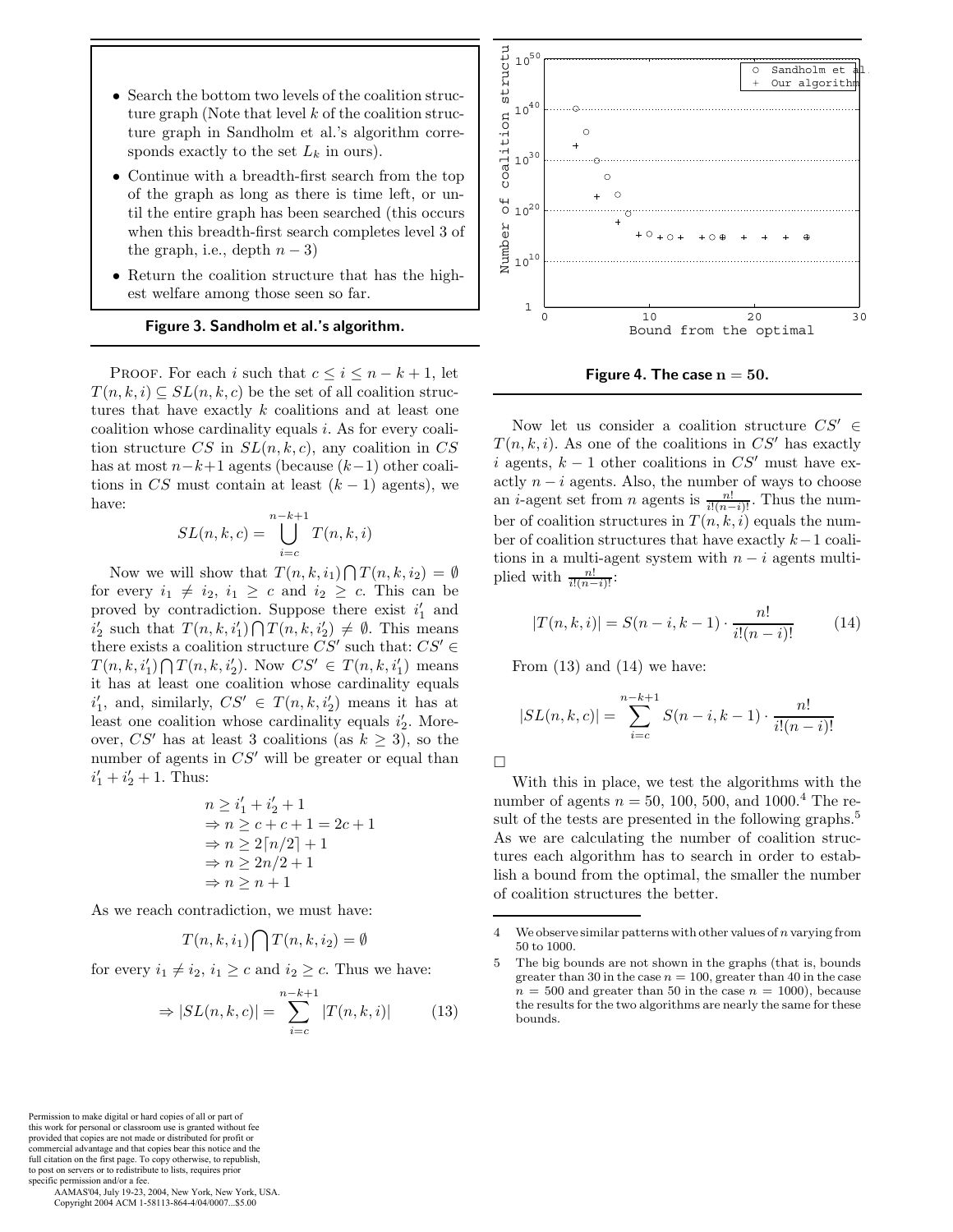- Search the bottom two levels of the coalition structure graph (Note that level $k$ of the coalition structure graph in Sandholm et al.'s algorithm corresponds exactly to the set $L_k$ in ours).
- Continue with a breadth-first search from the top of the graph as long as there is time left, or until the entire graph has been searched (this occurs when this breadth-first search completes level 3 of the graph, i.e., depth $n-3$)
- Return the coalition structure that has the highest welfare among those seen so far.

**Figure 3. Sandholm et al.'s algorithm.**

PROOF. For each $i$ such that $c \leq i \leq n-k+1$, let $T(n,k,i) \subseteq SL(n,k,c)$ be the set of all coalition structures that have exactly $k$ coalitions and at least one coalition whose cardinality equals $i$. As for every coalition structure $CS$ in $SL(n,k,c)$, any coalition in $CS$ has at most $n-k+1$ agents (because $(k-1)$ other coalitions in $CS$ must contain at least $(k-1)$ agents), we have:

$$SL(n,k,c) = \bigcup_{i=c}^{n-k+1} T(n,k,i)$$

Now we will show that $T(n,k,i_1) \bigcap T(n,k,i_2) = \emptyset$ for every $i_1 \neq i_2$, $i_1 \geq c$ and $i_2 \geq c$. This can be proved by contradiction. Suppose there exist $i'_1$ and $i'_2$ such that $T(n,k,i'_1) \bigcap T(n,k,i'_2) \neq \emptyset$. This means there exists a coalition structure $CS'$ such that: $CS' \in T(n,k,i'_1) \bigcap T(n,k,i'_2)$. Now $CS' \in T(n,k,i'_1)$ means it has at least one coalition whose cardinality equals $i'_1$, and, similarly, $CS' \in T(n,k,i'_2)$ means it has at least one coalition whose cardinality equals $i'_2$. Moreover, $CS'$ has at least 3 coalitions (as $k \geq 3$), so the number of agents in $CS'$ will be greater or equal than $i'_1 + i'_2 + 1$. Thus:

$$\begin{aligned}
& n \geq i'_1 + i'_2 + 1 \\
\Rightarrow\ & n \geq c + c + 1 = 2c + 1 \\
\Rightarrow\ & n \geq 2\lceil n/2 \rceil + 1 \\
\Rightarrow\ & n \geq 2n/2 + 1 \\
\Rightarrow\ & n \geq n + 1
\end{aligned}$$

As we reach contradiction, we must have:

$$T(n,k,i_1) \bigcap T(n,k,i_2) = \emptyset$$

for every $i_1 \neq i_2$, $i_1 \geq c$ and $i_2 \geq c$. Thus we have:

$$\Rightarrow |SL(n,k,c)| = \sum_{i=c}^{n-k+1} |T(n,k,i)| \tag{13}$$

Figure 4. The case $n = 50$.

Now let us consider a coalition structure $CS' \in T(n,k,i)$. As one of the coalitions in $CS'$ has exactly $i$ agents, $k-1$ other coalitions in $CS'$ must have exactly $n-i$ agents. Also, the number of ways to choose an $i$-agent set from $n$ agents is $\frac{n!}{i!(n-i)!}$. Thus the number of coalition structures in $T(n,k,i)$ equals the number of coalition structures that have exactly $k-1$ coalitions in a multi-agent system with $n-i$ agents multiplied with $\frac{n!}{i!(n-i)!}$:

$$|T(n,k,i)| = S(n-i,k-1) \cdot \frac{n!}{i!(n-i)!} \tag{14}$$

From (13) and (14) we have:

$$|SL(n,k,c)| = \sum_{i=c}^{n-k+1} S(n-i,k-1) \cdot \frac{n!}{i!(n-i)!}$$

□

With this in place, we test the algorithms with the number of agents $n = 50$, 100, 500, and 1000.[4] The result of the tests are presented in the following graphs.[5] As we are calculating the number of coalition structures each algorithm has to search in order to establish a bound from the optimal, the smaller the number of coalition structures the better.

[4] We observe similar patterns with other values of $n$ varying from 50 to 1000.

[5] The big bounds are not shown in the graphs (that is, bounds greater than 30 in the case $n = 100$, greater than 40 in the case $n = 500$ and greater than 50 in the case $n = 1000$), because the results for the two algorithms are nearly the same for these bounds.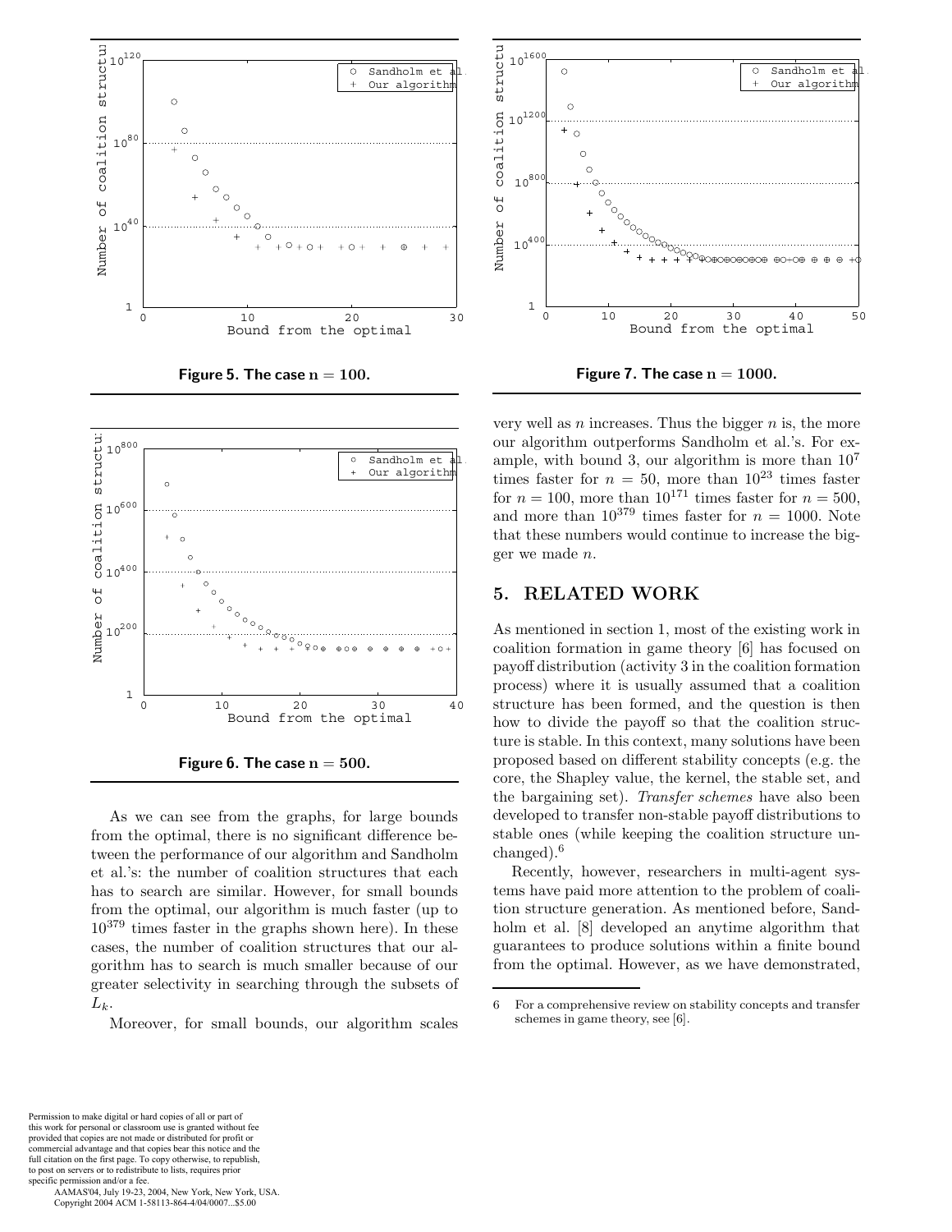Figure 5. The case $n = 100$.

Figure 6. The case $n = 500$.

As we can see from the graphs, for large bounds from the optimal, there is no significant difference between the performance of our algorithm and Sandholm et al.'s: the number of coalition structures that each has to search are similar. However, for small bounds from the optimal, our algorithm is much faster (up to $10^{379}$ times faster in the graphs shown here). In these cases, the number of coalition structures that our algorithm has to search is much smaller because of our greater selectivity in searching through the subsets of $L_k$.

Moreover, for small bounds, our algorithm scales very well as $n$ increases. Thus the bigger $n$ is, the more our algorithm outperforms Sandholm et al.'s. For example, with bound 3, our algorithm is more than $10^7$ times faster for $n = 50$, more than $10^{23}$ times faster for $n = 100$, more than $10^{171}$ times faster for $n = 500$, and more than $10^{379}$ times faster for $n = 1000$. Note that these numbers would continue to increase the bigger we made $n$.

Figure 7. The case $n = 1000$.

## 5. RELATED WORK

As mentioned in section 1, most of the existing work in coalition formation in game theory [6] has focused on payoff distribution (activity 3 in the coalition formation process) where it is usually assumed that a coalition structure has been formed, and the question is then how to divide the payoff so that the coalition structure is stable. In this context, many solutions have been proposed based on different stability concepts (e.g. the core, the Shapley value, the kernel, the stable set, and the bargaining set). *Transfer schemes* have also been developed to transfer non-stable payoff distributions to stable ones (while keeping the coalition structure unchanged).[6]

Recently, however, researchers in multi-agent systems have paid more attention to the problem of coalition structure generation. As mentioned before, Sandholm et al. [8] developed an anytime algorithm that guarantees to produce solutions within a finite bound from the optimal. However, as we have demonstrated,

6 For a comprehensive review on stability concepts and transfer schemes in game theory, see [6].

Permission to make digital or hard copies of all or part of this work for personal or classroom use is granted without fee provided that copies are not made or distributed for profit or commercial advantage and that copies bear this notice and the full citation on the first page. To copy otherwise, to republish, to post on servers or to redistribute to lists, requires prior specific permission and/or a fee.
AAMAS'04, July 19-23, 2004, New York, New York, USA.
Copyright 2004 ACM 1-58113-864-4/04/0007...$5.00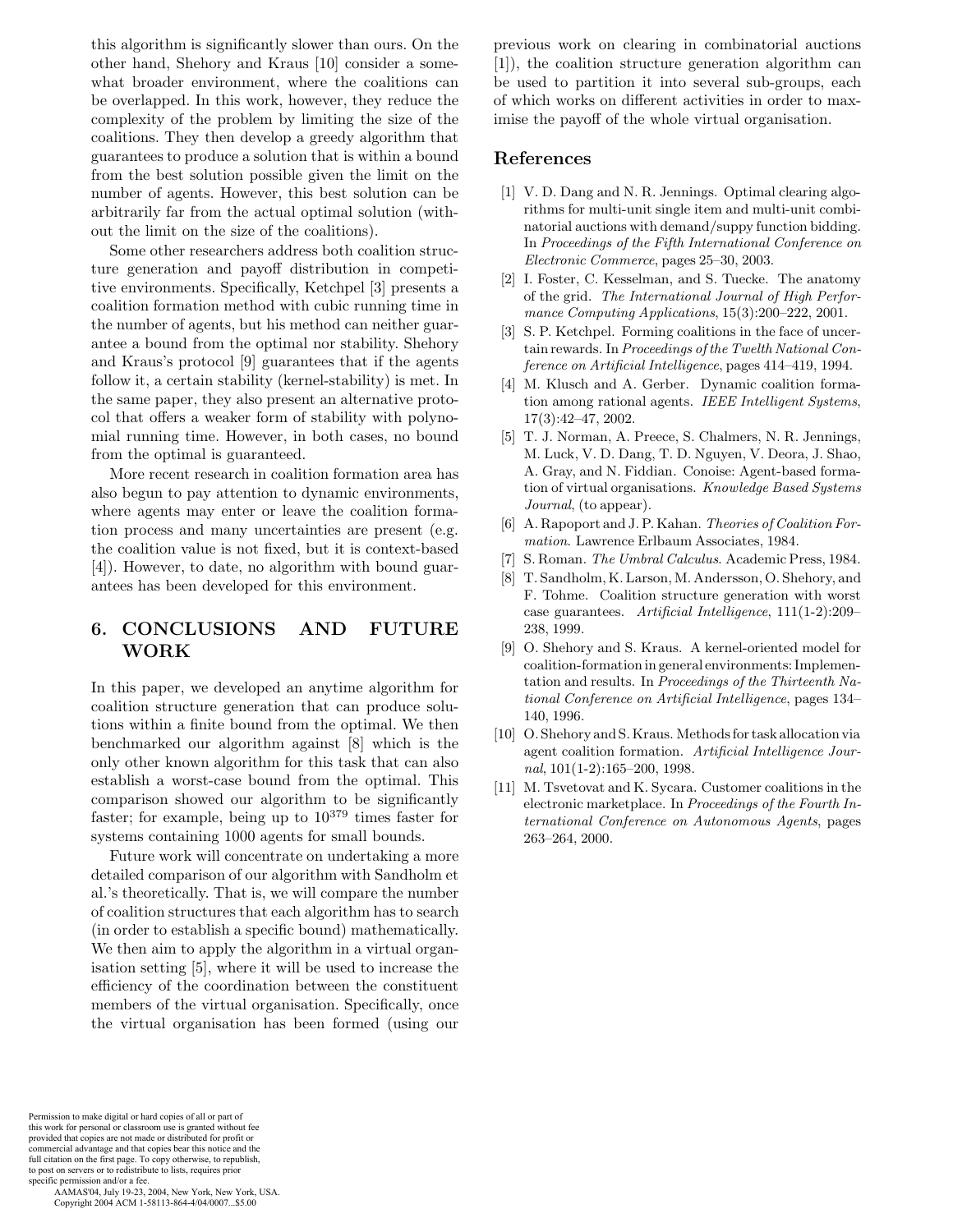this algorithm is significantly slower than ours. On the other hand, Shehory and Kraus [10] consider a somewhat broader environment, where the coalitions can be overlapped. In this work, however, they reduce the complexity of the problem by limiting the size of the coalitions. They then develop a greedy algorithm that guarantees to produce a solution that is within a bound from the best solution possible given the limit on the number of agents. However, this best solution can be arbitrarily far from the actual optimal solution (without the limit on the size of the coalitions).

Some other researchers address both coalition structure generation and payoff distribution in competitive environments. Specifically, Ketchpel [3] presents a coalition formation method with cubic running time in the number of agents, but his method can neither guarantee a bound from the optimal nor stability. Shehory and Kraus's protocol [9] guarantees that if the agents follow it, a certain stability (kernel-stability) is met. In the same paper, they also present an alternative protocol that offers a weaker form of stability with polynomial running time. However, in both cases, no bound from the optimal is guaranteed.

More recent research in coalition formation area has also begun to pay attention to dynamic environments, where agents may enter or leave the coalition formation process and many uncertainties are present (e.g. the coalition value is not fixed, but it is context-based [4]). However, to date, no algorithm with bound guarantees has been developed for this environment.

## 6. CONCLUSIONS AND FUTURE WORK

In this paper, we developed an anytime algorithm for coalition structure generation that can produce solutions within a finite bound from the optimal. We then benchmarked our algorithm against [8] which is the only other known algorithm for this task that can also establish a worst-case bound from the optimal. This comparison showed our algorithm to be significantly faster; for example, being up to $10^{379}$ times faster for systems containing 1000 agents for small bounds.

Future work will concentrate on undertaking a more detailed comparison of our algorithm with Sandholm et al.'s theoretically. That is, we will compare the number of coalition structures that each algorithm has to search (in order to establish a specific bound) mathematically. We then aim to apply the algorithm in a virtual organisation setting [5], where it will be used to increase the efficiency of the coordination between the constituent members of the virtual organisation. Specifically, once the virtual organisation has been formed (using our previous work on clearing in combinatorial auctions [1]), the coalition structure generation algorithm can be used to partition it into several sub-groups, each of which works on different activities in order to maximise the payoff of the whole virtual organisation.

## References

[1] V. D. Dang and N. R. Jennings. Optimal clearing algorithms for multi-unit single item and multi-unit combinatorial auctions with demand/suppy function bidding. In *Proceedings of the Fifth International Conference on Electronic Commerce*, pages 25–30, 2003.

[2] I. Foster, C. Kesselman, and S. Tuecke. The anatomy of the grid. *The International Journal of High Performance Computing Applications*, 15(3):200–222, 2001.

[3] S. P. Ketchpel. Forming coalitions in the face of uncertain rewards. In *Proceedings of the Twelth National Conference on Artificial Intelligence*, pages 414–419, 1994.

[4] M. Klusch and A. Gerber. Dynamic coalition formation among rational agents. *IEEE Intelligent Systems*, 17(3):42–47, 2002.

[5] T. J. Norman, A. Preece, S. Chalmers, N. R. Jennings, M. Luck, V. D. Dang, T. D. Nguyen, V. Deora, J. Shao, A. Gray, and N. Fiddian. Conoise: Agent-based formation of virtual organisations. *Knowledge Based Systems Journal*, (to appear).

[6] A. Rapoport and J. P. Kahan. *Theories of Coalition Formation*. Lawrence Erlbaum Associates, 1984.

[7] S. Roman. *The Umbral Calculus*. Academic Press, 1984.

[8] T. Sandholm, K. Larson, M. Andersson, O. Shehory, and F. Tohme. Coalition structure generation with worst case guarantees. *Artificial Intelligence*, 111(1-2):209–238, 1999.

[9] O. Shehory and S. Kraus. A kernel-oriented model for coalition-formation in general environments: Implementation and results. In *Proceedings of the Thirteenth National Conference on Artificial Intelligence*, pages 134–140, 1996.

[10] O. Shehory and S. Kraus. Methods for task allocation via agent coalition formation. *Artificial Intelligence Journal*, 101(1-2):165–200, 1998.

[11] M. Tsvetovat and K. Sycara. Customer coalitions in the electronic marketplace. In *Proceedings of the Fourth International Conference on Autonomous Agents*, pages 263–264, 2000.

Permission to make digital or hard copies of all or part of this work for personal or classroom use is granted without fee provided that copies are not made or distributed for profit or commercial advantage and that copies bear this notice and the full citation on the first page. To copy otherwise, to republish, to post on servers or to redistribute to lists, requires prior specific permission and/or a fee.
AAMAS'04, July 19-23, 2004, New York, New York, USA.
Copyright 2004 ACM 1-58113-864-4/04/0007...$5.00